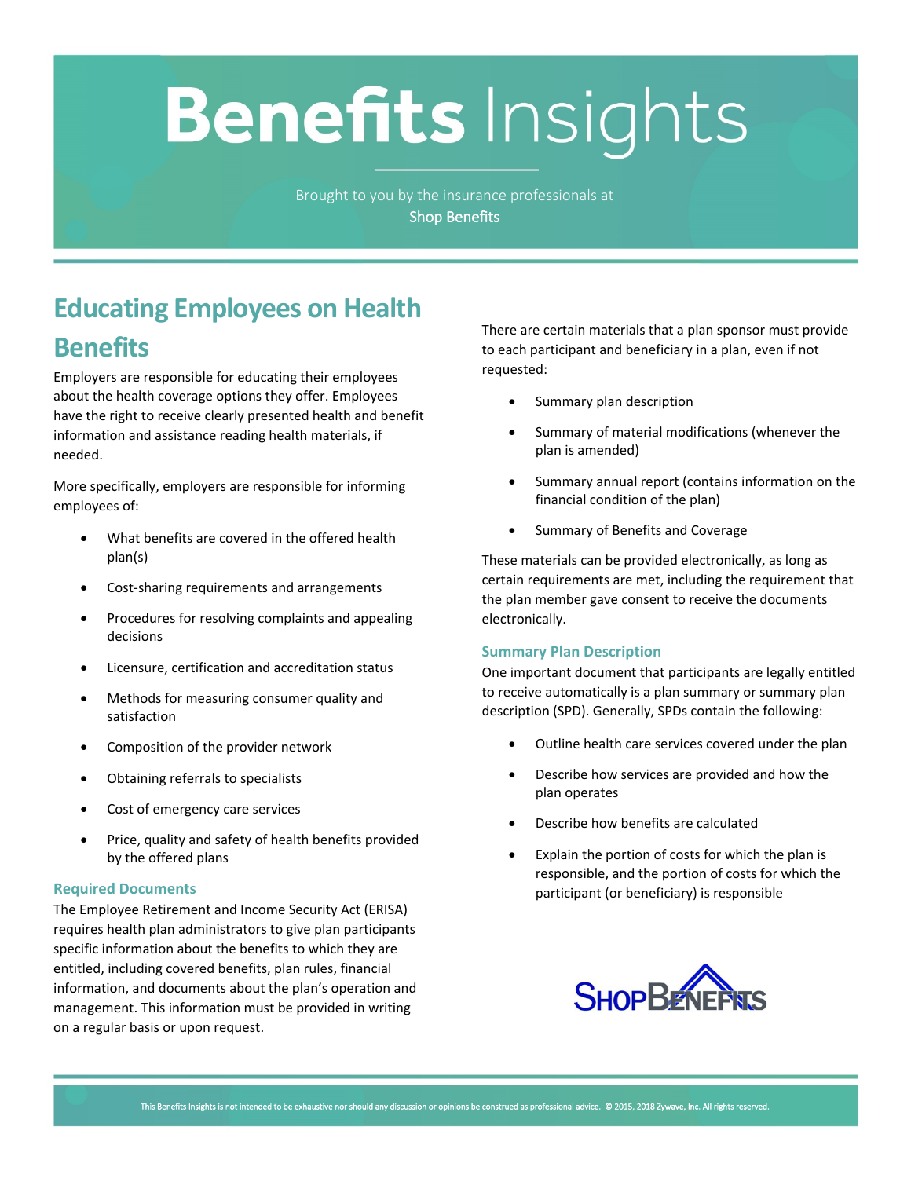# Benefits Insights

Brought to you by the insurance professionals at
Shop Benefits

## Educating Employees on Health Benefits

Employers are responsible for educating their employees about the health coverage options they offer. Employees have the right to receive clearly presented health and benefit information and assistance reading health materials, if needed.

More specifically, employers are responsible for informing employees of:

- What benefits are covered in the offered health plan(s)
- Cost-sharing requirements and arrangements
- Procedures for resolving complaints and appealing decisions
- Licensure, certification and accreditation status
- Methods for measuring consumer quality and satisfaction
- Composition of the provider network
- Obtaining referrals to specialists
- Cost of emergency care services
- Price, quality and safety of health benefits provided by the offered plans

### Required Documents

The Employee Retirement and Income Security Act (ERISA) requires health plan administrators to give plan participants specific information about the benefits to which they are entitled, including covered benefits, plan rules, financial information, and documents about the plan's operation and management. This information must be provided in writing on a regular basis or upon request.

There are certain materials that a plan sponsor must provide to each participant and beneficiary in a plan, even if not requested:

- Summary plan description
- Summary of material modifications (whenever the plan is amended)
- Summary annual report (contains information on the financial condition of the plan)
- Summary of Benefits and Coverage

These materials can be provided electronically, as long as certain requirements are met, including the requirement that the plan member gave consent to receive the documents electronically.

### Summary Plan Description

One important document that participants are legally entitled to receive automatically is a plan summary or summary plan description (SPD). Generally, SPDs contain the following:

- Outline health care services covered under the plan
- Describe how services are provided and how the plan operates
- Describe how benefits are calculated
- Explain the portion of costs for which the plan is responsible, and the portion of costs for which the participant (or beneficiary) is responsible

ShopBenefits

This Benefits Insights is not intended to be exhaustive nor should any discussion or opinions be construed as professional advice. © 2015, 2018 Zywave, Inc. All rights reserved.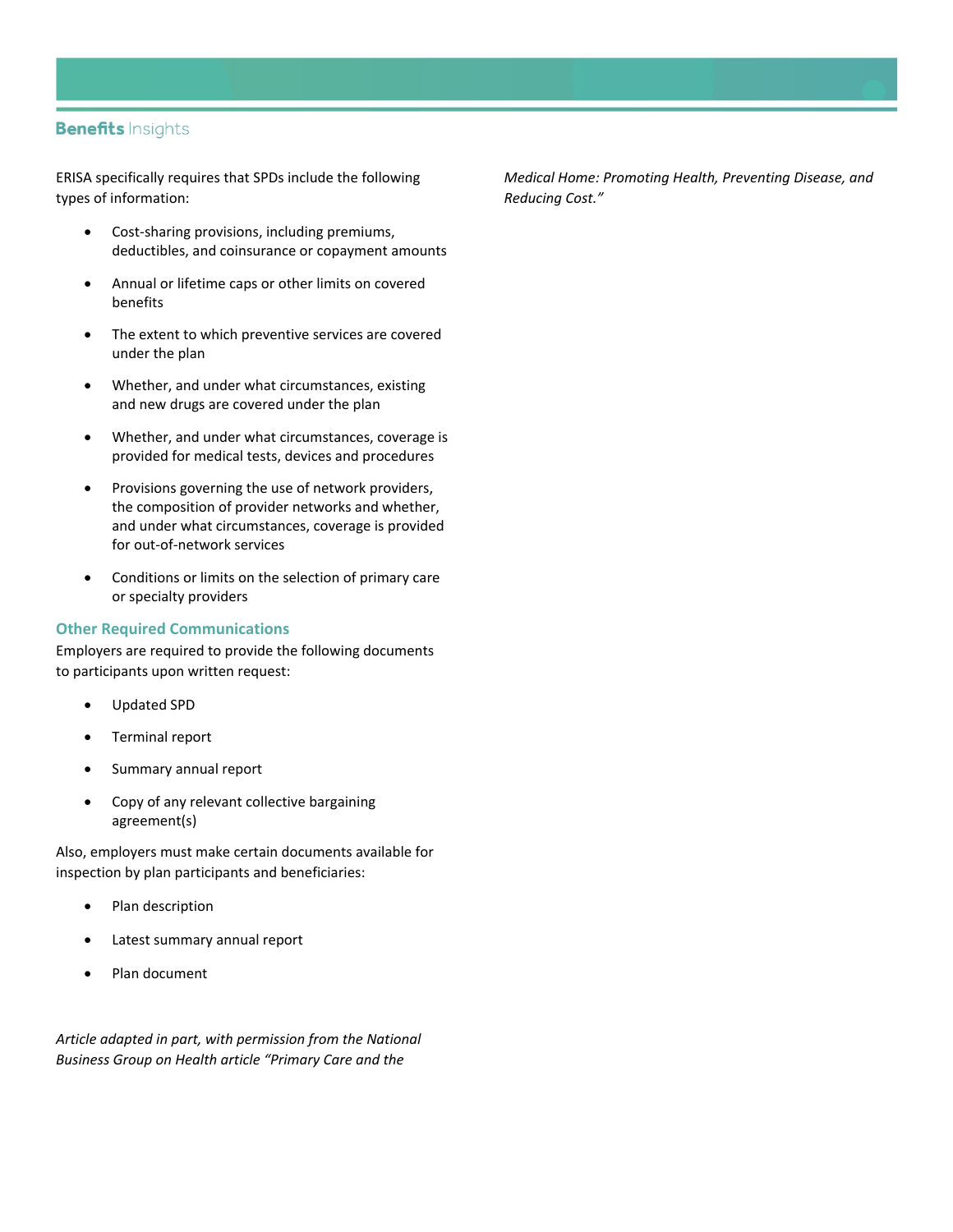ERISA specifically requires that SPDs include the following types of information:

- Cost-sharing provisions, including premiums, deductibles, and coinsurance or copayment amounts
- Annual or lifetime caps or other limits on covered benefits
- The extent to which preventive services are covered under the plan
- Whether, and under what circumstances, existing and new drugs are covered under the plan
- Whether, and under what circumstances, coverage is provided for medical tests, devices and procedures
- Provisions governing the use of network providers, the composition of provider networks and whether, and under what circumstances, coverage is provided for out-of-network services
- Conditions or limits on the selection of primary care or specialty providers

### Other Required Communications

Employers are required to provide the following documents to participants upon written request:

- Updated SPD
- Terminal report
- Summary annual report
- Copy of any relevant collective bargaining agreement(s)

Also, employers must make certain documents available for inspection by plan participants and beneficiaries:

- Plan description
- Latest summary annual report
- Plan document

*Article adapted in part, with permission from the National Business Group on Health article "Primary Care and the Medical Home: Promoting Health, Preventing Disease, and Reducing Cost."*